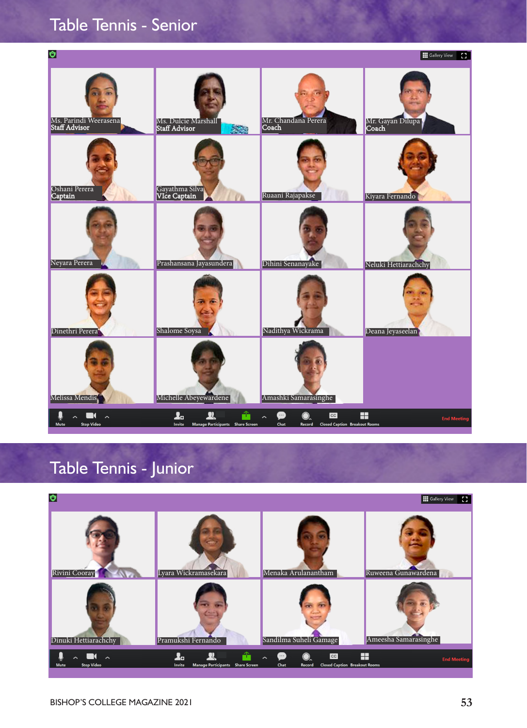# Table Tennis - Senior

Ms. Parindi Weerasena
Staff Advisor

Ms. Dulcie Marshall
Staff Advisor

Mr. Chandana Perera
Coach

Mr. Gayan Dilupa
Coach

Oshani Perera
Captain

Gayathma Silva
Vice Captain

Ruaani Rajapakse

Kiyara Fernando

Neyara Perera

Prashansana Jayasundera

Dihini Senanayake

Neluki Hettiarachchy

Dinethri Perera

Shalome Soysa

Nadithya Wickrama

Deana Jeyaseelan

Melissa Mendis

Michelle Abeyewardene

Amashki Samarasinghe

# Table Tennis - Junior

Rivini Cooray

Lyara Wickramasekara

Menaka Arulanantham

Ruweena Gunawardena

Dinuki Hettiarachchy

Pramukshi Fernando

Sandilma Suheli Gamage

Ameesha Samarasinghe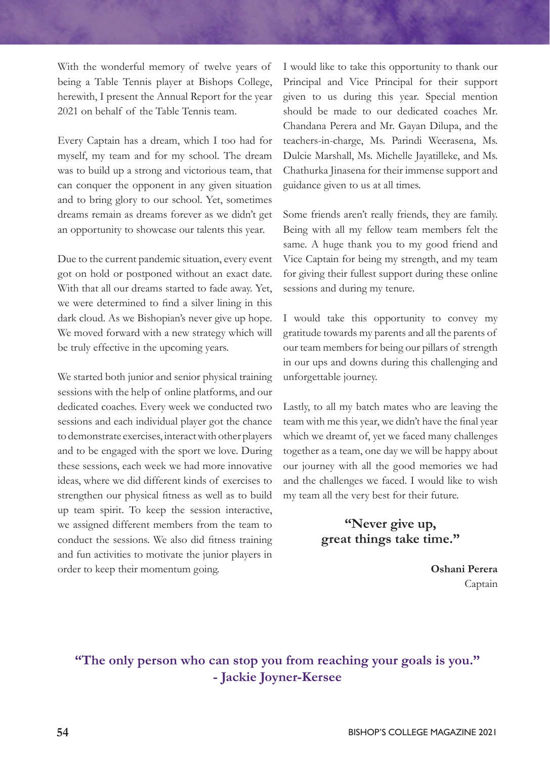With the wonderful memory of twelve years of being a Table Tennis player at Bishops College, herewith, I present the Annual Report for the year 2021 on behalf of the Table Tennis team.

Every Captain has a dream, which I too had for myself, my team and for my school. The dream was to build up a strong and victorious team, that can conquer the opponent in any given situation and to bring glory to our school. Yet, sometimes dreams remain as dreams forever as we didn't get an opportunity to showcase our talents this year.

Due to the current pandemic situation, every event got on hold or postponed without an exact date. With that all our dreams started to fade away. Yet, we were determined to find a silver lining in this dark cloud. As we Bishopian's never give up hope. We moved forward with a new strategy which will be truly effective in the upcoming years.

We started both junior and senior physical training sessions with the help of online platforms, and our dedicated coaches. Every week we conducted two sessions and each individual player got the chance to demonstrate exercises, interact with other players and to be engaged with the sport we love. During these sessions, each week we had more innovative ideas, where we did different kinds of exercises to strengthen our physical fitness as well as to build up team spirit. To keep the session interactive, we assigned different members from the team to conduct the sessions. We also did fitness training and fun activities to motivate the junior players in order to keep their momentum going.

I would like to take this opportunity to thank our Principal and Vice Principal for their support given to us during this year. Special mention should be made to our dedicated coaches Mr. Chandana Perera and Mr. Gayan Dilupa, and the teachers-in-charge, Ms. Parindi Weerasena, Ms. Dulcie Marshall, Ms. Michelle Jayatilleke, and Ms. Chathurka Jinasena for their immense support and guidance given to us at all times.

Some friends aren't really friends, they are family. Being with all my fellow team members felt the same. A huge thank you to my good friend and Vice Captain for being my strength, and my team for giving their fullest support during these online sessions and during my tenure.

I would take this opportunity to convey my gratitude towards my parents and all the parents of our team members for being our pillars of strength in our ups and downs during this challenging and unforgettable journey.

Lastly, to all my batch mates who are leaving the team with me this year, we didn't have the final year which we dreamt of, yet we faced many challenges together as a team, one day we will be happy about our journey with all the good memories we had and the challenges we faced. I would like to wish my team all the very best for their future.

**"Never give up, great things take time."**

**Oshani Perera**
Captain

**"The only person who can stop you from reaching your goals is you."**
**- Jackie Joyner-Kersee**